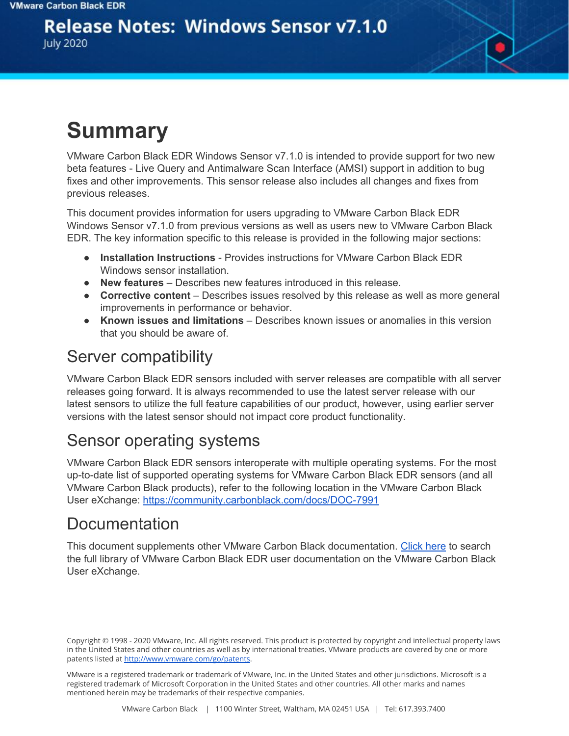VMware Carbon Black EDR

# Release Notes: Windows Sensor v7.1.0

July 2020

# Summary

VMware Carbon Black EDR Windows Sensor v7.1.0 is intended to provide support for two new beta features - Live Query and Antimalware Scan Interface (AMSI) support in addition to bug fixes and other improvements. This sensor release also includes all changes and fixes from previous releases.

This document provides information for users upgrading to VMware Carbon Black EDR Windows Sensor v7.1.0 from previous versions as well as users new to VMware Carbon Black EDR. The key information specific to this release is provided in the following major sections:

- **Installation Instructions** - Provides instructions for VMware Carbon Black EDR Windows sensor installation.
- **New features** – Describes new features introduced in this release.
- **Corrective content** – Describes issues resolved by this release as well as more general improvements in performance or behavior.
- **Known issues and limitations** – Describes known issues or anomalies in this version that you should be aware of.

## Server compatibility

VMware Carbon Black EDR sensors included with server releases are compatible with all server releases going forward. It is always recommended to use the latest server release with our latest sensors to utilize the full feature capabilities of our product, however, using earlier server versions with the latest sensor should not impact core product functionality.

## Sensor operating systems

VMware Carbon Black EDR sensors interoperate with multiple operating systems. For the most up-to-date list of supported operating systems for VMware Carbon Black EDR sensors (and all VMware Carbon Black products), refer to the following location in the VMware Carbon Black User eXchange: https://community.carbonblack.com/docs/DOC-7991

## Documentation

This document supplements other VMware Carbon Black documentation. Click here to search the full library of VMware Carbon Black EDR user documentation on the VMware Carbon Black User eXchange.

Copyright © 1998 - 2020 VMware, Inc. All rights reserved. This product is protected by copyright and intellectual property laws in the United States and other countries as well as by international treaties. VMware products are covered by one or more patents listed at http://www.vmware.com/go/patents.

VMware is a registered trademark or trademark of VMware, Inc. in the United States and other jurisdictions. Microsoft is a registered trademark of Microsoft Corporation in the United States and other countries. All other marks and names mentioned herein may be trademarks of their respective companies.

VMware Carbon Black | 1100 Winter Street, Waltham, MA 02451 USA | Tel: 617.393.7400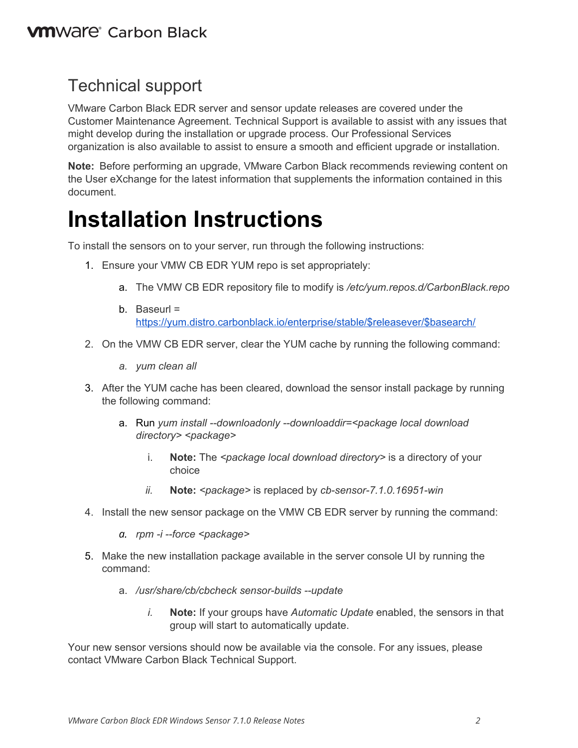## Technical support

VMware Carbon Black EDR server and sensor update releases are covered under the Customer Maintenance Agreement. Technical Support is available to assist with any issues that might develop during the installation or upgrade process. Our Professional Services organization is also available to assist to ensure a smooth and efficient upgrade or installation.

**Note:** Before performing an upgrade, VMware Carbon Black recommends reviewing content on the User eXchange for the latest information that supplements the information contained in this document.

# Installation Instructions

To install the sensors on to your server, run through the following instructions:

1. Ensure your VMW CB EDR YUM repo is set appropriately:
   a. The VMW CB EDR repository file to modify is */etc/yum.repos.d/CarbonBlack.repo*
   b. Baseurl = https://yum.distro.carbonblack.io/enterprise/stable/$releasever/$basearch/
2. On the VMW CB EDR server, clear the YUM cache by running the following command:
   a. *yum clean all*
3. After the YUM cache has been cleared, download the sensor install package by running the following command:
   a. Run *yum install --downloadonly --downloaddir=<package local download directory> <package>*
      i. **Note:** The *<package local download directory>* is a directory of your choice
      ii. **Note:** *<package>* is replaced by *cb-sensor-7.1.0.16951-win*
4. Install the new sensor package on the VMW CB EDR server by running the command:
   a. *rpm -i --force <package>*
5. Make the new installation package available in the server console UI by running the command:
   a. */usr/share/cb/cbcheck sensor-builds --update*
      i. **Note:** If your groups have *Automatic Update* enabled, the sensors in that group will start to automatically update.

Your new sensor versions should now be available via the console. For any issues, please contact VMware Carbon Black Technical Support.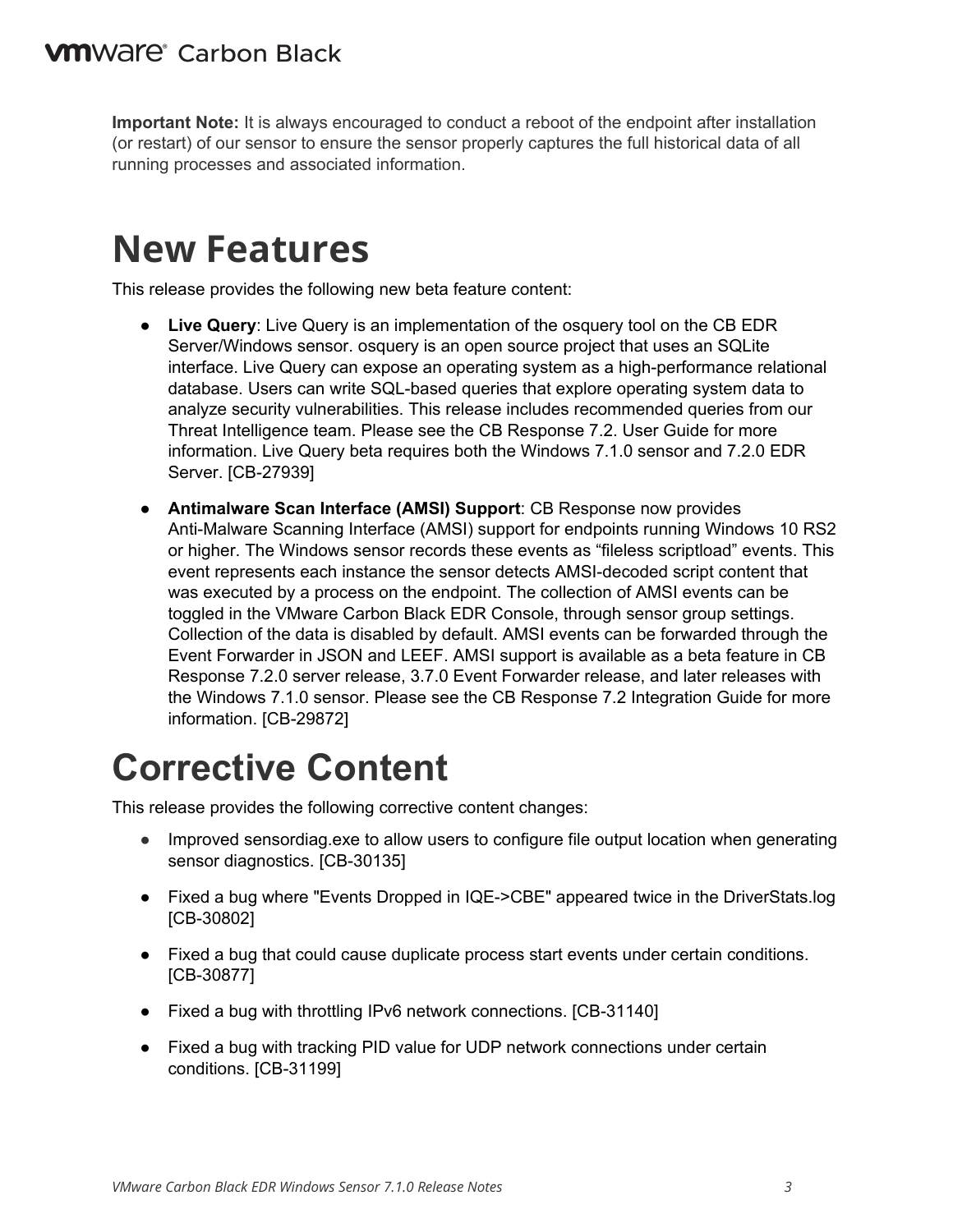**Important Note:** It is always encouraged to conduct a reboot of the endpoint after installation (or restart) of our sensor to ensure the sensor properly captures the full historical data of all running processes and associated information.

# New Features

This release provides the following new beta feature content:

- **Live Query**: Live Query is an implementation of the osquery tool on the CB EDR Server/Windows sensor. osquery is an open source project that uses an SQLite interface. Live Query can expose an operating system as a high-performance relational database. Users can write SQL-based queries that explore operating system data to analyze security vulnerabilities. This release includes recommended queries from our Threat Intelligence team. Please see the CB Response 7.2. User Guide for more information. Live Query beta requires both the Windows 7.1.0 sensor and 7.2.0 EDR Server. [CB-27939]
- **Antimalware Scan Interface (AMSI) Support**: CB Response now provides Anti-Malware Scanning Interface (AMSI) support for endpoints running Windows 10 RS2 or higher. The Windows sensor records these events as "fileless scriptload" events. This event represents each instance the sensor detects AMSI-decoded script content that was executed by a process on the endpoint. The collection of AMSI events can be toggled in the VMware Carbon Black EDR Console, through sensor group settings. Collection of the data is disabled by default. AMSI events can be forwarded through the Event Forwarder in JSON and LEEF. AMSI support is available as a beta feature in CB Response 7.2.0 server release, 3.7.0 Event Forwarder release, and later releases with the Windows 7.1.0 sensor. Please see the CB Response 7.2 Integration Guide for more information. [CB-29872]

# Corrective Content

This release provides the following corrective content changes:

- Improved sensordiag.exe to allow users to configure file output location when generating sensor diagnostics. [CB-30135]
- Fixed a bug where "Events Dropped in IQE->CBE" appeared twice in the DriverStats.log [CB-30802]
- Fixed a bug that could cause duplicate process start events under certain conditions. [CB-30877]
- Fixed a bug with throttling IPv6 network connections. [CB-31140]
- Fixed a bug with tracking PID value for UDP network connections under certain conditions. [CB-31199]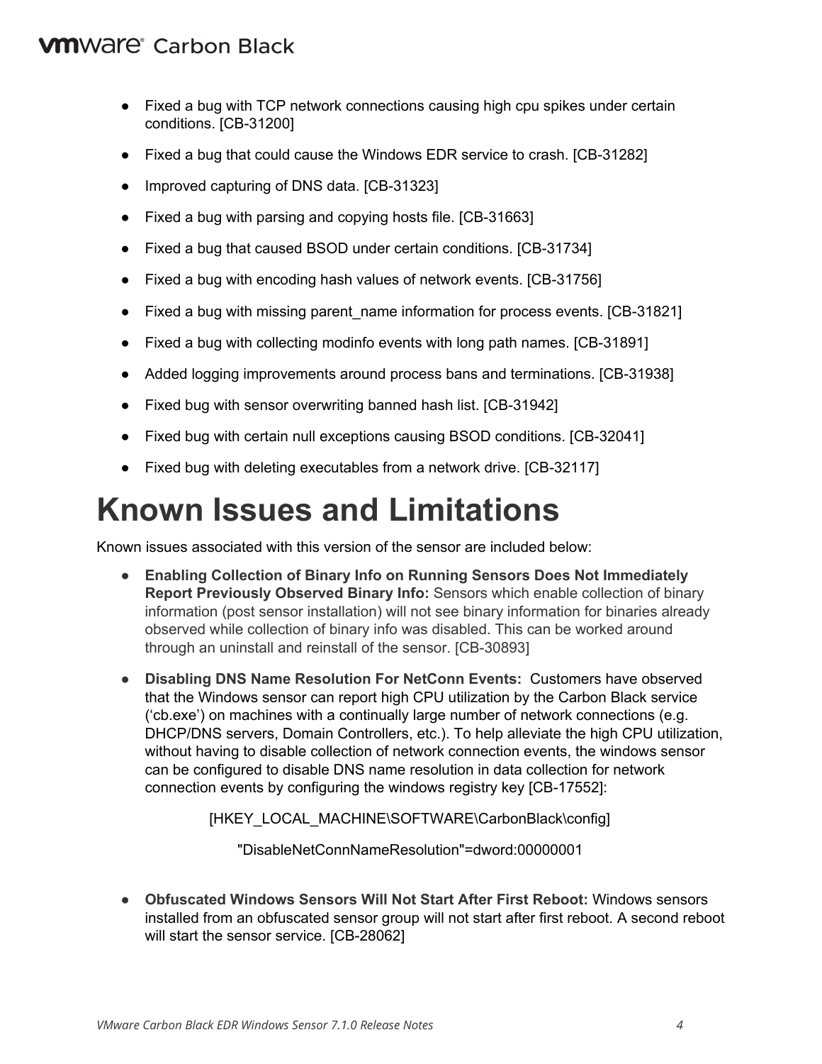- Fixed a bug with TCP network connections causing high cpu spikes under certain conditions. [CB-31200]
- Fixed a bug that could cause the Windows EDR service to crash. [CB-31282]
- Improved capturing of DNS data. [CB-31323]
- Fixed a bug with parsing and copying hosts file. [CB-31663]
- Fixed a bug that caused BSOD under certain conditions. [CB-31734]
- Fixed a bug with encoding hash values of network events. [CB-31756]
- Fixed a bug with missing parent_name information for process events. [CB-31821]
- Fixed a bug with collecting modinfo events with long path names. [CB-31891]
- Added logging improvements around process bans and terminations. [CB-31938]
- Fixed bug with sensor overwriting banned hash list. [CB-31942]
- Fixed bug with certain null exceptions causing BSOD conditions. [CB-32041]
- Fixed bug with deleting executables from a network drive. [CB-32117]

# Known Issues and Limitations

Known issues associated with this version of the sensor are included below:

- **Enabling Collection of Binary Info on Running Sensors Does Not Immediately Report Previously Observed Binary Info:** Sensors which enable collection of binary information (post sensor installation) will not see binary information for binaries already observed while collection of binary info was disabled. This can be worked around through an uninstall and reinstall of the sensor. [CB-30893]
- **Disabling DNS Name Resolution For NetConn Events:** Customers have observed that the Windows sensor can report high CPU utilization by the Carbon Black service ('cb.exe') on machines with a continually large number of network connections (e.g. DHCP/DNS servers, Domain Controllers, etc.). To help alleviate the high CPU utilization, without having to disable collection of network connection events, the windows sensor can be configured to disable DNS name resolution in data collection for network connection events by configuring the windows registry key [CB-17552]:

  ```
  [HKEY_LOCAL_MACHINE\SOFTWARE\CarbonBlack\config]
  "DisableNetConnNameResolution"=dword:00000001
  ```

- **Obfuscated Windows Sensors Will Not Start After First Reboot:** Windows sensors installed from an obfuscated sensor group will not start after first reboot. A second reboot will start the sensor service. [CB-28062]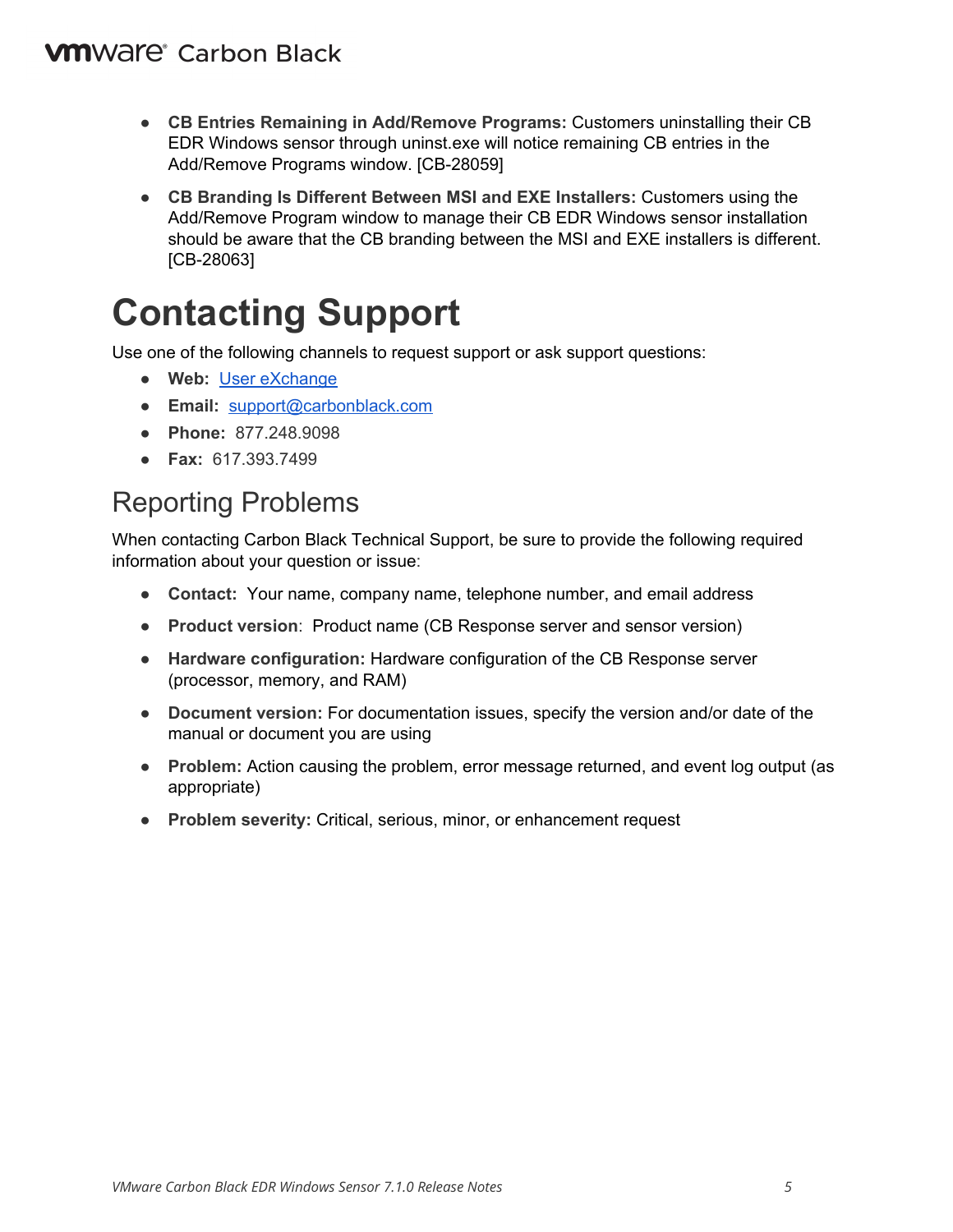- **CB Entries Remaining in Add/Remove Programs:** Customers uninstalling their CB EDR Windows sensor through uninst.exe will notice remaining CB entries in the Add/Remove Programs window. [CB-28059]
- **CB Branding Is Different Between MSI and EXE Installers:** Customers using the Add/Remove Program window to manage their CB EDR Windows sensor installation should be aware that the CB branding between the MSI and EXE installers is different. [CB-28063]

# Contacting Support

Use one of the following channels to request support or ask support questions:

- **Web:** User eXchange
- **Email:** support@carbonblack.com
- **Phone:** 877.248.9098
- **Fax:** 617.393.7499

## Reporting Problems

When contacting Carbon Black Technical Support, be sure to provide the following required information about your question or issue:

- **Contact:** Your name, company name, telephone number, and email address
- **Product version**: Product name (CB Response server and sensor version)
- **Hardware configuration:** Hardware configuration of the CB Response server (processor, memory, and RAM)
- **Document version:** For documentation issues, specify the version and/or date of the manual or document you are using
- **Problem:** Action causing the problem, error message returned, and event log output (as appropriate)
- **Problem severity:** Critical, serious, minor, or enhancement request